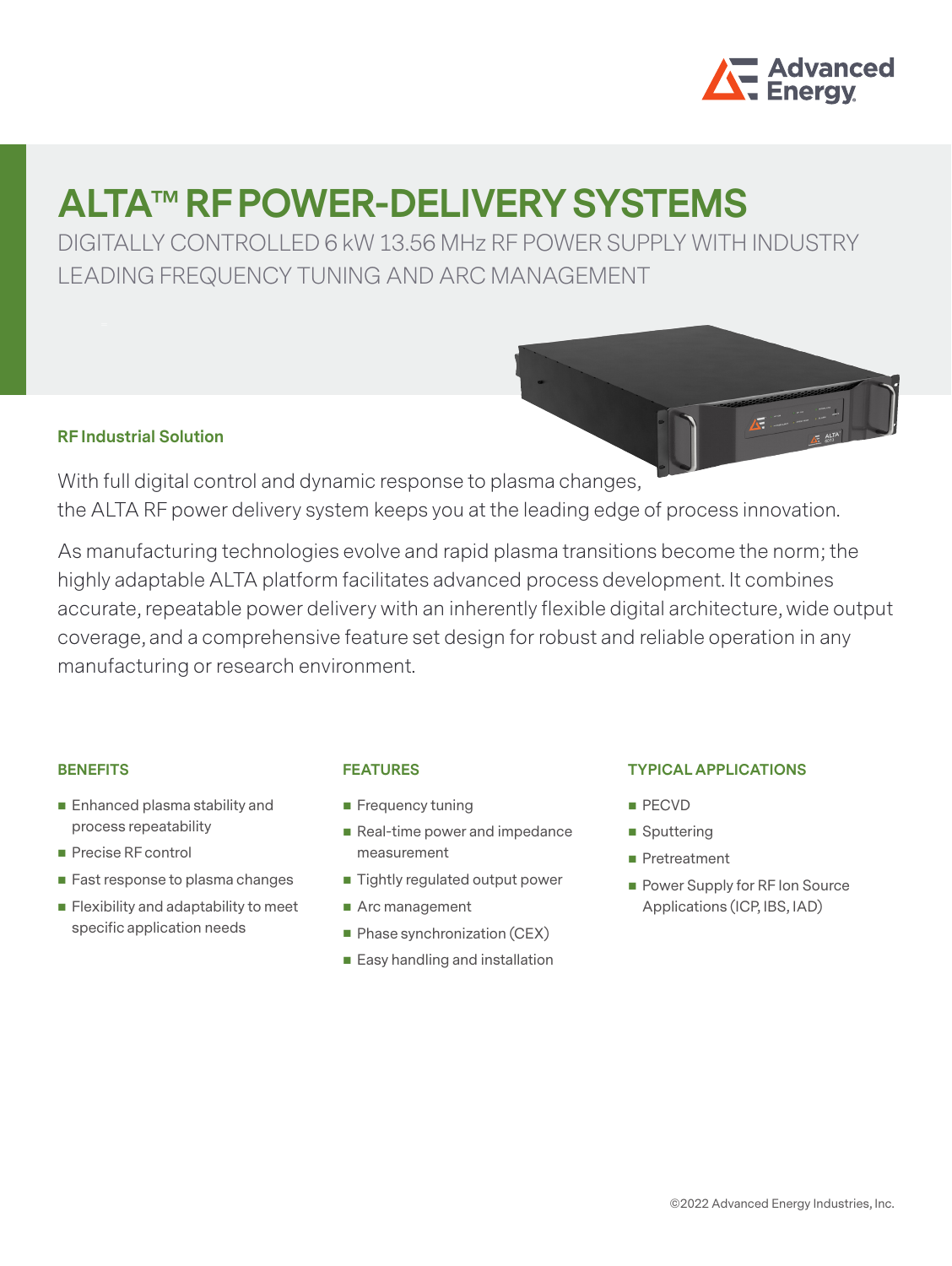# ALTA™ RF POWER-DELIVERY SYSTEMS

DIGITALLY CONTROLLED 6 kW 13.56 MHz RF POWER SUPPLY WITH INDUSTRY LEADING FREQUENCY TUNING AND ARC MANAGEMENT

### RF Industrial Solution

With full digital control and dynamic response to plasma changes, the ALTA RF power delivery system keeps you at the leading edge of process innovation.

As manufacturing technologies evolve and rapid plasma transitions become the norm; the highly adaptable ALTA platform facilitates advanced process development. It combines accurate, repeatable power delivery with an inherently flexible digital architecture, wide output coverage, and a comprehensive feature set design for robust and reliable operation in any manufacturing or research environment.

#### BENEFITS

- Enhanced plasma stability and process repeatability
- Precise RF control
- Fast response to plasma changes
- Flexibility and adaptability to meet specific application needs

#### FEATURES

- Frequency tuning
- Real-time power and impedance measurement
- Tightly regulated output power
- Arc management
- Phase synchronization (CEX)
- Easy handling and installation

#### TYPICAL APPLICATIONS

- PECVD
- Sputtering
- Pretreatment
- Power Supply for RF Ion Source Applications (ICP, IBS, IAD)

©2022 Advanced Energy Industries, Inc.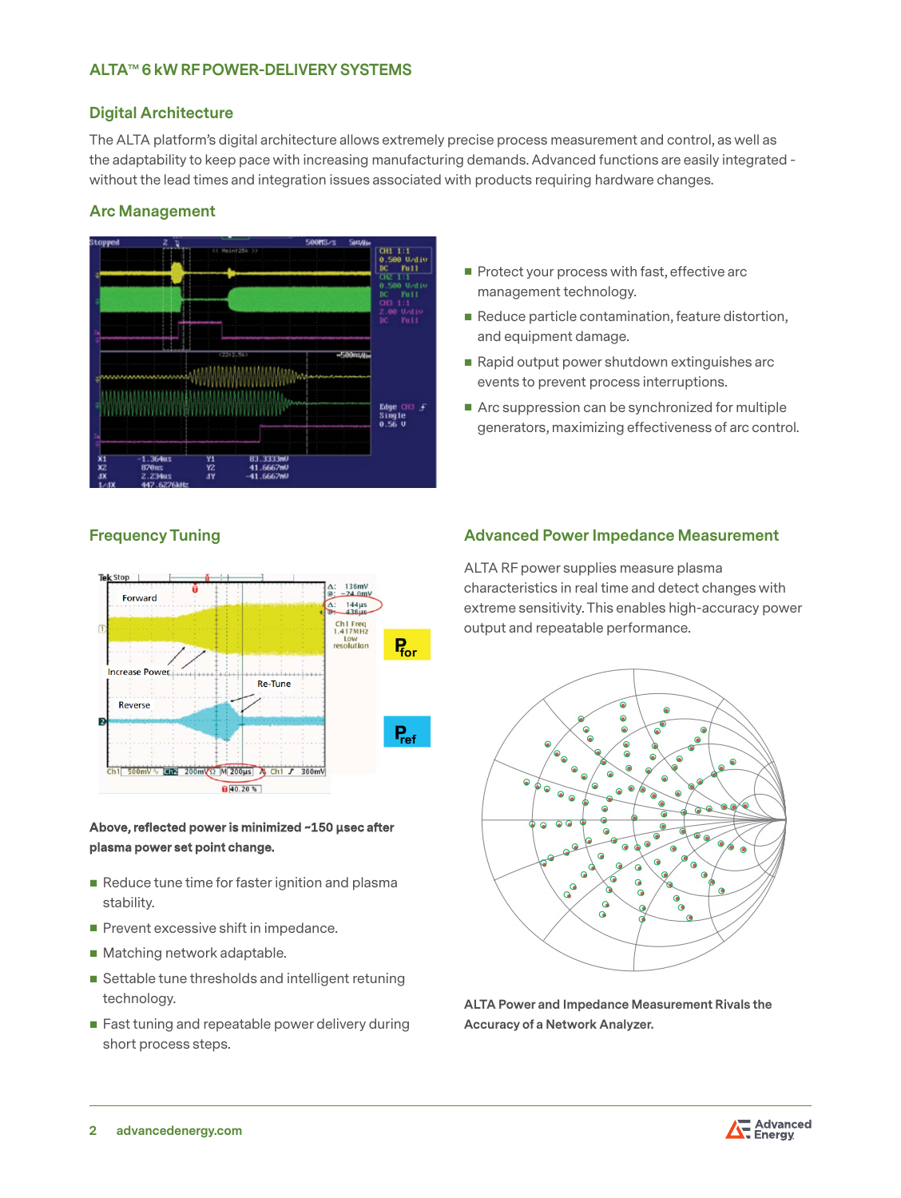## ALTA™ 6 kW RF POWER-DELIVERY SYSTEMS

### Digital Architecture

The ALTA platform's digital architecture allows extremely precise process measurement and control, as well as the adaptability to keep pace with increasing manufacturing demands. Advanced functions are easily integrated - without the lead times and integration issues associated with products requiring hardware changes.

### Arc Management

- Protect your process with fast, effective arc management technology.
- Reduce particle contamination, feature distortion, and equipment damage.
- Rapid output power shutdown extinguishes arc events to prevent process interruptions.
- Arc suppression can be synchronized for multiple generators, maximizing effectiveness of arc control.

### Frequency Tuning

**Above, reflected power is minimized ~150 µsec after plasma power set point change.**

- Reduce tune time for faster ignition and plasma stability.
- Prevent excessive shift in impedance.
- Matching network adaptable.
- Settable tune thresholds and intelligent retuning technology.
- Fast tuning and repeatable power delivery during short process steps.

### Advanced Power Impedance Measurement

ALTA RF power supplies measure plasma characteristics in real time and detect changes with extreme sensitivity. This enables high-accuracy power output and repeatable performance.

**ALTA Power and Impedance Measurement Rivals the Accuracy of a Network Analyzer.**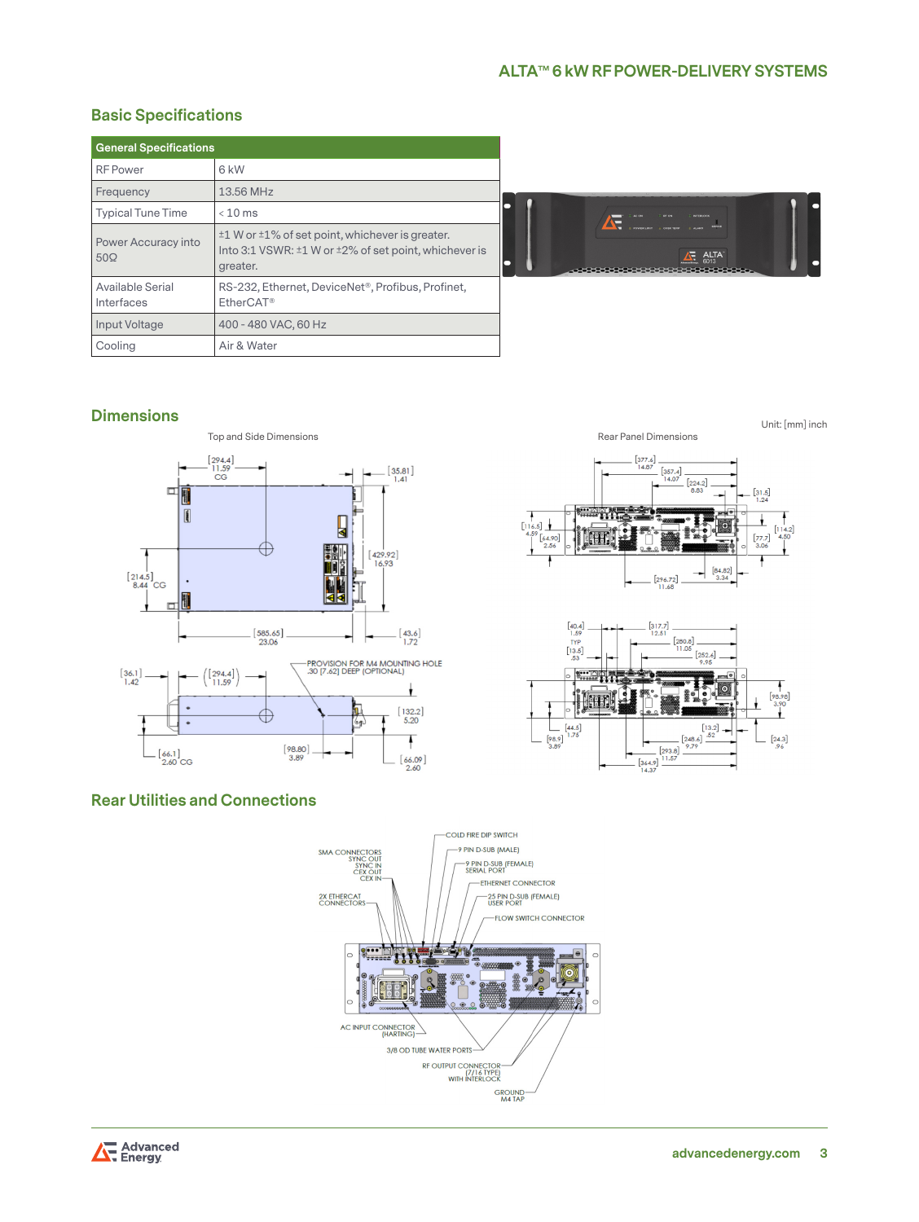## Basic Specifications

| General Specifications | |
|---|---|
| RF Power | 6 kW |
| Frequency | 13.56 MHz |
| Typical Tune Time | < 10 ms |
| Power Accuracy into 50Ω | ±1 W or ±1% of set point, whichever is greater. Into 3:1 VSWR: ±1 W or ±2% of set point, whichever is greater. |
| Available Serial Interfaces | RS-232, Ethernet, DeviceNet®, Profibus, Profinet, EtherCAT® |
| Input Voltage | 400 - 480 VAC, 60 Hz |
| Cooling | Air & Water |

## Dimensions

Unit: [mm] inch

Top and Side Dimensions

Rear Panel Dimensions

## Rear Utilities and Connections

- SMA CONNECTORS: SYNC OUT, SYNC IN, CEX OUT, CEX IN
- 2X ETHERCAT CONNECTORS
- COLD FIRE DIP SWITCH
- 9 PIN D-SUB (MALE)
- 9 PIN D-SUB (FEMALE) SERIAL PORT
- ETHERNET CONNECTOR
- 25 PIN D-SUB (FEMALE) USER PORT
- FLOW SWITCH CONNECTOR
- AC INPUT CONNECTOR (HARTING)
- 3/8 OD TUBE WATER PORTS
- RF OUTPUT CONNECTOR (7/16 TYPE) WITH INTERLOCK
- GROUND M4 TAP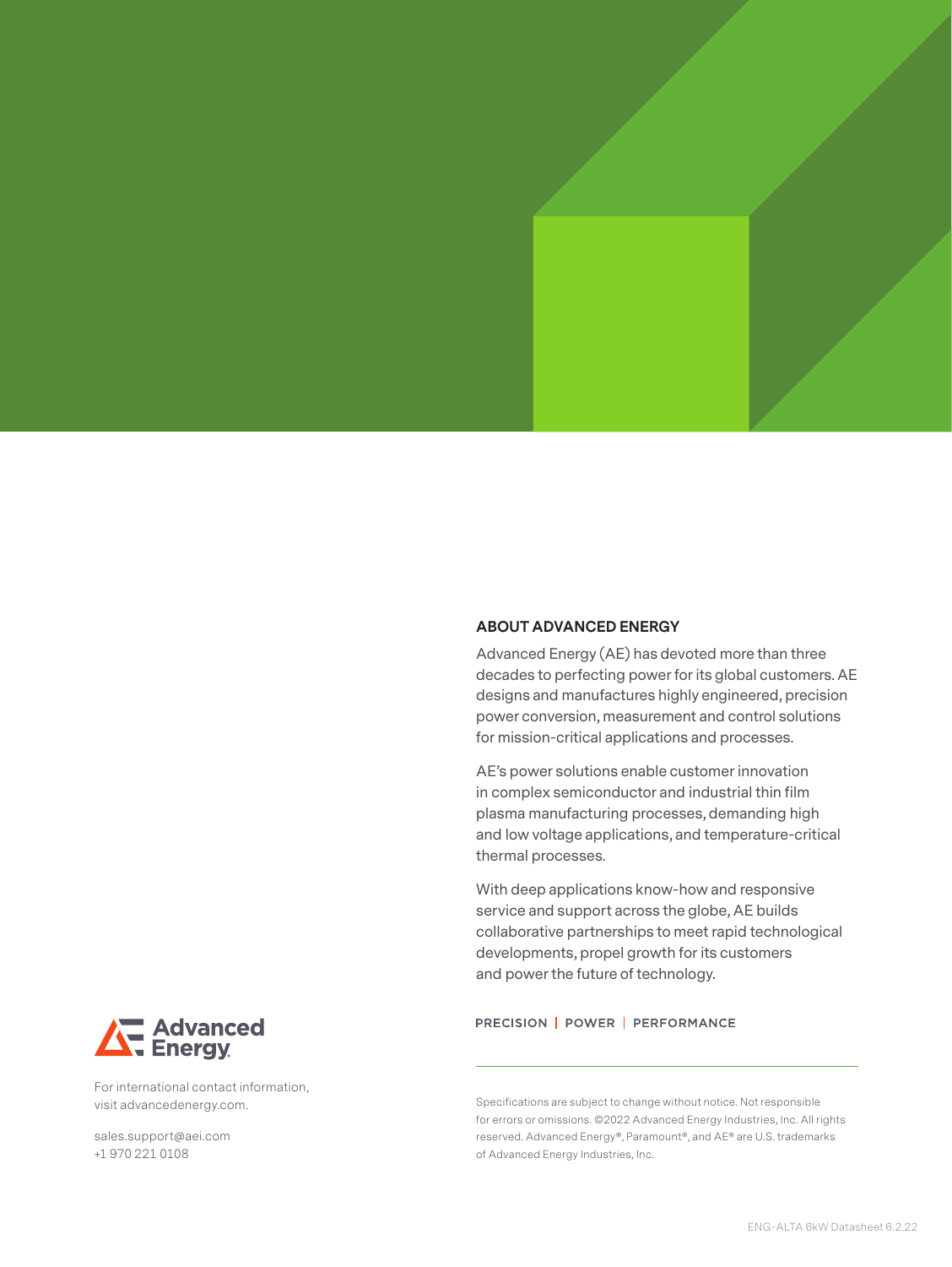## ABOUT ADVANCED ENERGY

Advanced Energy (AE) has devoted more than three decades to perfecting power for its global customers. AE designs and manufactures highly engineered, precision power conversion, measurement and control solutions for mission-critical applications and processes.

AE's power solutions enable customer innovation in complex semiconductor and industrial thin film plasma manufacturing processes, demanding high and low voltage applications, and temperature-critical thermal processes.

With deep applications know-how and responsive service and support across the globe, AE builds collaborative partnerships to meet rapid technological developments, propel growth for its customers and power the future of technology.

PRECISION | POWER | PERFORMANCE

Advanced Energy

For international contact information, visit advancedenergy.com.

sales.support@aei.com
+1 970 221 0108

Specifications are subject to change without notice. Not responsible for errors or omissions. ©2022 Advanced Energy Industries, Inc. All rights reserved. Advanced Energy®, Paramount®, and AE® are U.S. trademarks of Advanced Energy Industries, Inc.

ENG-ALTA 6kW Datasheet 6.2.22